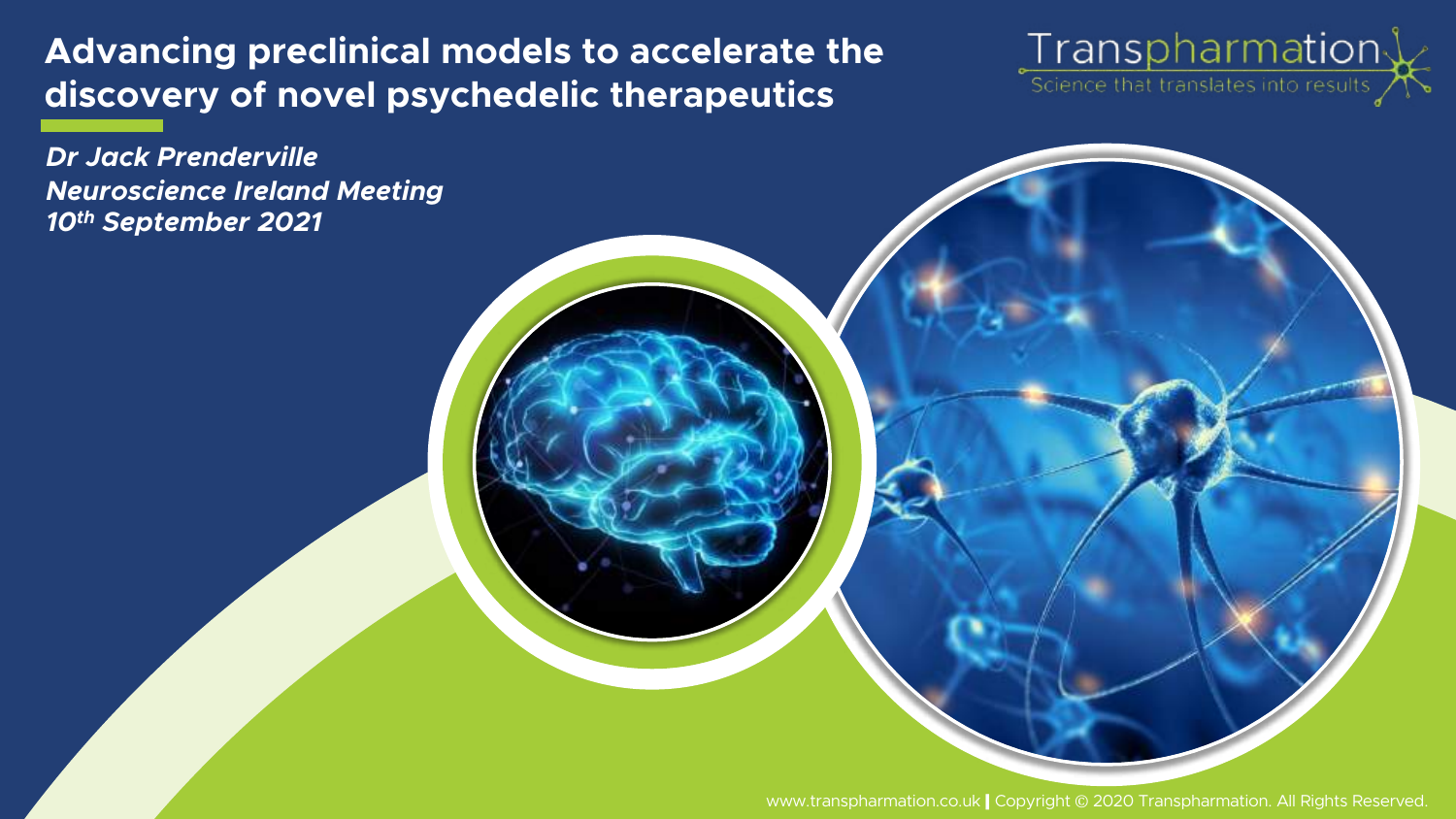# Advancing preclinical models to accelerate the discovery of novel psychedelic therapeutics

Transpharmation

Science that translates into results

***Dr Jack Prenderville***

***Neuroscience Ireland Meeting***

***10th September 2021***

www.transpharmation.co.uk | Copyright © 2020 Transpharmation. All Rights Reserved.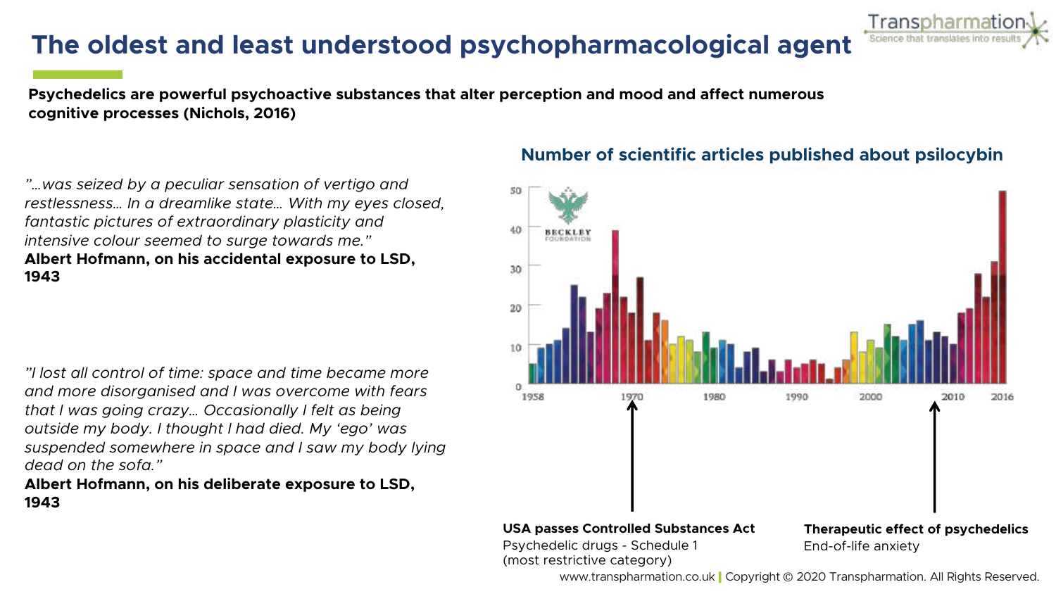# The oldest and least understood psychopharmacological agent

**Psychedelics are powerful psychoactive substances that alter perception and mood and affect numerous cognitive processes (Nichols, 2016)**

*"…was seized by a peculiar sensation of vertigo and restlessness… In a dreamlike state… With my eyes closed, fantastic pictures of extraordinary plasticity and intensive colour seemed to surge towards me."*
**Albert Hofmann, on his accidental exposure to LSD, 1943**

*"I lost all control of time: space and time became more and more disorganised and I was overcome with fears that I was going crazy… Occasionally I felt as being outside my body. I thought I had died. My 'ego' was suspended somewhere in space and I saw my body lying dead on the sofa."*
**Albert Hofmann, on his deliberate exposure to LSD, 1943**

**Number of scientific articles published about psilocybin**

**USA passes Controlled Substances Act**
Psychedelic drugs - Schedule 1 (most restrictive category)

**Therapeutic effect of psychedelics**
End-of-life anxiety

www.transpharmation.co.uk | Copyright © 2020 Transpharmation. All Rights Reserved.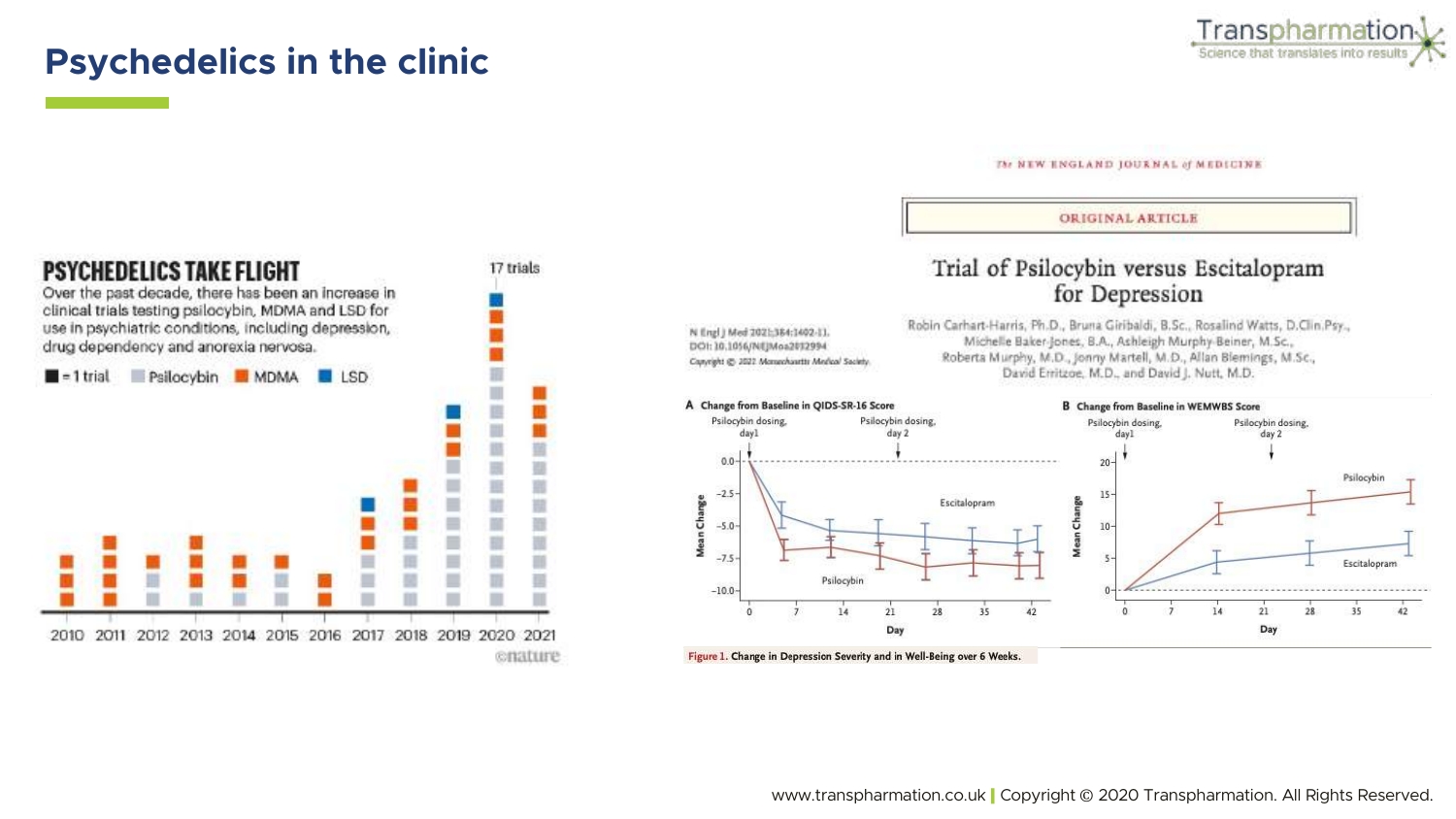# Psychedelics in the clinic

**PSYCHEDELICS TAKE FLIGHT**

Over the past decade, there has been an increase in clinical trials testing psilocybin, MDMA and LSD for use in psychiatric conditions, including depression, drug dependency and anorexia nervosa.

■ = 1 trial  Psilocybin  MDMA  LSD

17 trials

2010 2011 2012 2013 2014 2015 2016 2017 2018 2019 2020 2021

©nature

THE NEW ENGLAND JOURNAL of MEDICINE

ORIGINAL ARTICLE

## Trial of Psilocybin versus Escitalopram for Depression

N Engl J Med 2021;384:1402-11.
DOI: 10.1056/NEJMoa2032994
Copyright © 2021 Massachusetts Medical Society.

Robin Carhart-Harris, Ph.D., Bruna Giribaldi, B.Sc., Rosalind Watts, D.Clin.Psy., Michelle Baker-Jones, B.A., Ashleigh Murphy-Beiner, M.Sc., Roberta Murphy, M.D., Jonny Martell, M.D., Allan Blemings, M.Sc., David Erritzoe, M.D., and David J. Nutt, M.D.

A Change from Baseline in QIDS-SR-16 Score

B Change from Baseline in WEMWBS Score

**Figure 1.** Change in Depression Severity and in Well-Being over 6 Weeks.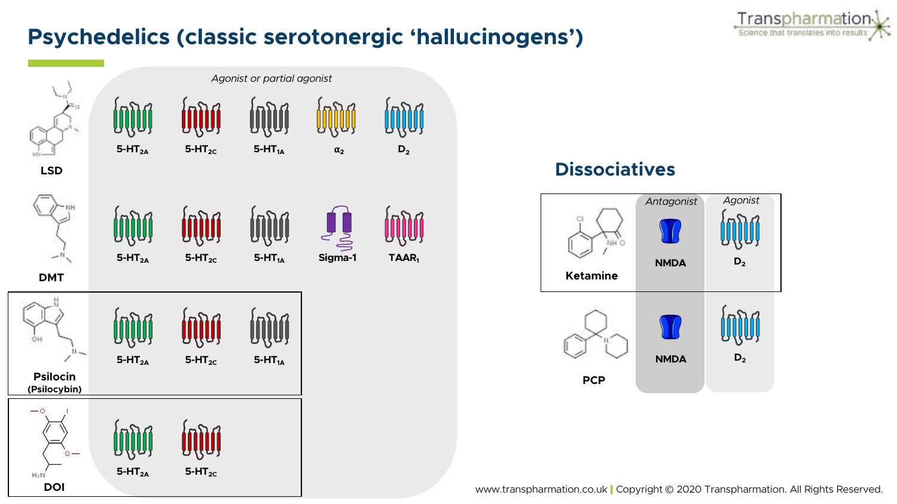# Psychedelics (classic serotonergic 'hallucinogens')

*Agonist or partial agonist*

| Compound | | | | | |
|---|---|---|---|---|---|
| LSD | $5\text{-}HT_{2A}$ | $5\text{-}HT_{2C}$ | $5\text{-}HT_{1A}$ | $\alpha_2$ | $D_2$ |
| DMT | $5\text{-}HT_{2A}$ | $5\text{-}HT_{2C}$ | $5\text{-}HT_{1A}$ | Sigma-1 | $TAAR_1$ |
| Psilocin (Psilocybin) | $5\text{-}HT_{2A}$ | $5\text{-}HT_{2C}$ | $5\text{-}HT_{1A}$ | | |
| DOI | $5\text{-}HT_{2A}$ | $5\text{-}HT_{2C}$ | | | |

## Dissociatives

| Compound | *Antagonist* | *Agonist* |
|---|---|---|
| Ketamine | NMDA | $D_2$ |
| PCP | NMDA | $D_2$ |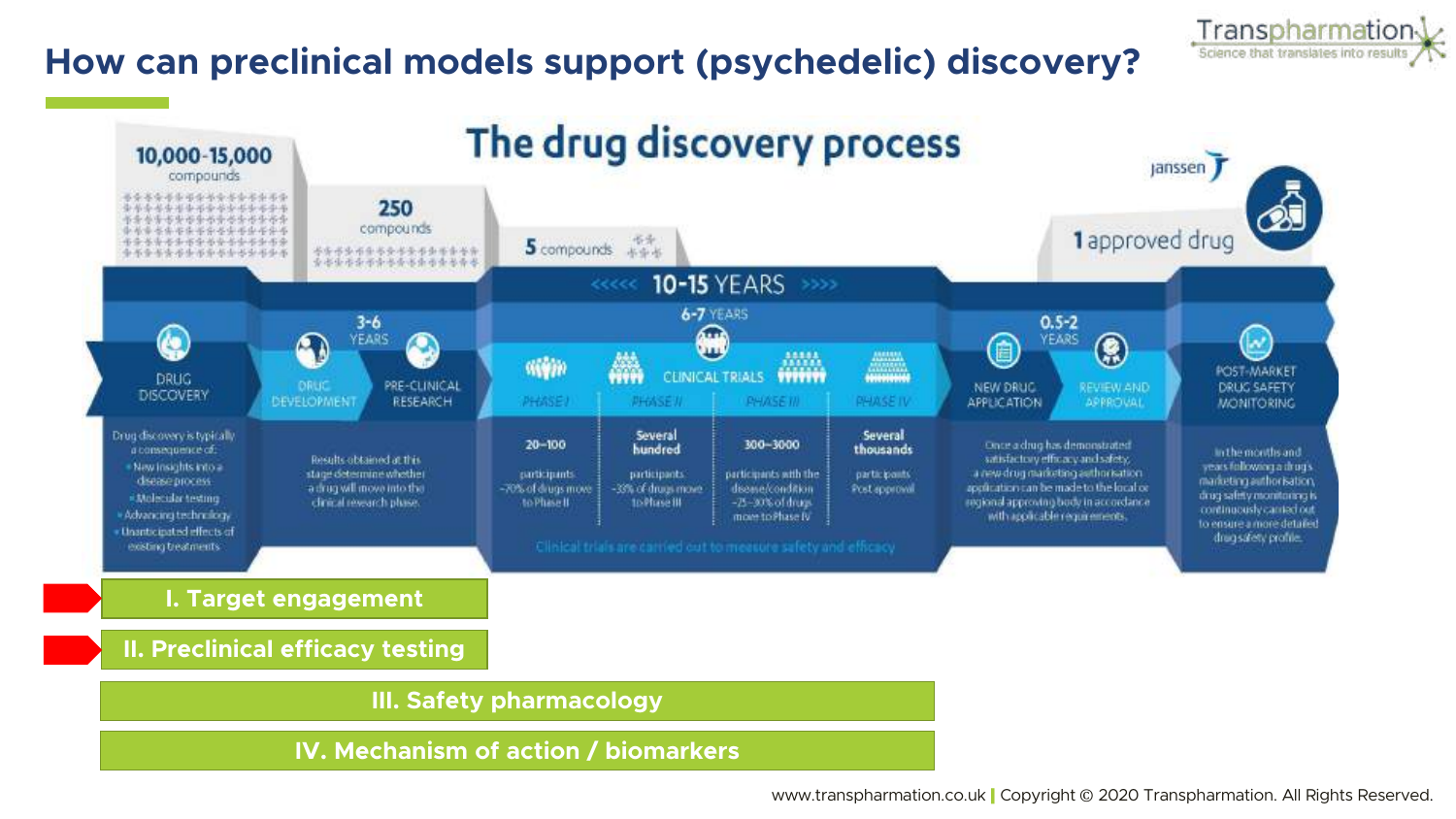# How can preclinical models support (psychedelic) discovery?

## The drug discovery process

janssen

| 10,000-15,000 compounds | 250 compounds | 5 compounds | | | | 1 approved drug | | |
|---|---|---|---|---|---|---|---|---|
| | | 10-15 YEARS | | | | | | |
| | 3-6 YEARS | 6-7 YEARS | | | | 0.5-2 YEARS | | |
| DRUG DISCOVERY | DRUG DEVELOPMENT / PRE-CLINICAL RESEARCH | CLINICAL TRIALS: PHASE I | PHASE II | PHASE III | PHASE IV | NEW DRUG APPLICATION / REVIEW AND APPROVAL | | POST-MARKET DRUG SAFETY MONITORING |
| Drug discovery is typically a consequence of: New insights into a disease process; Molecular testing; Advancing technology; Unanticipated effects of existing treatments | Results obtained at this stage determine whether a drug will move into the clinical research phase. | 20–100 participants ~70% of drugs move to Phase II | Several hundred participants ~33% of drugs move to Phase III | 300–3000 participants with the disease/condition ~25–30% of drugs move to Phase IV | Several thousands participants Post approval | Once a drug has demonstrated satisfactory efficacy and safety, a new drug marketing authorisation application can be made to the local or regional approving body in accordance with applicable requirements. | | In the months and years following a drug's marketing authorisation, drug safety monitoring is continuously carried out to ensure a more detailed drug safety profile. |

Clinical trials are carried out to measure safety and efficacy

- **I. Target engagement**
- **II. Preclinical efficacy testing**
- **III. Safety pharmacology**
- **IV. Mechanism of action / biomarkers**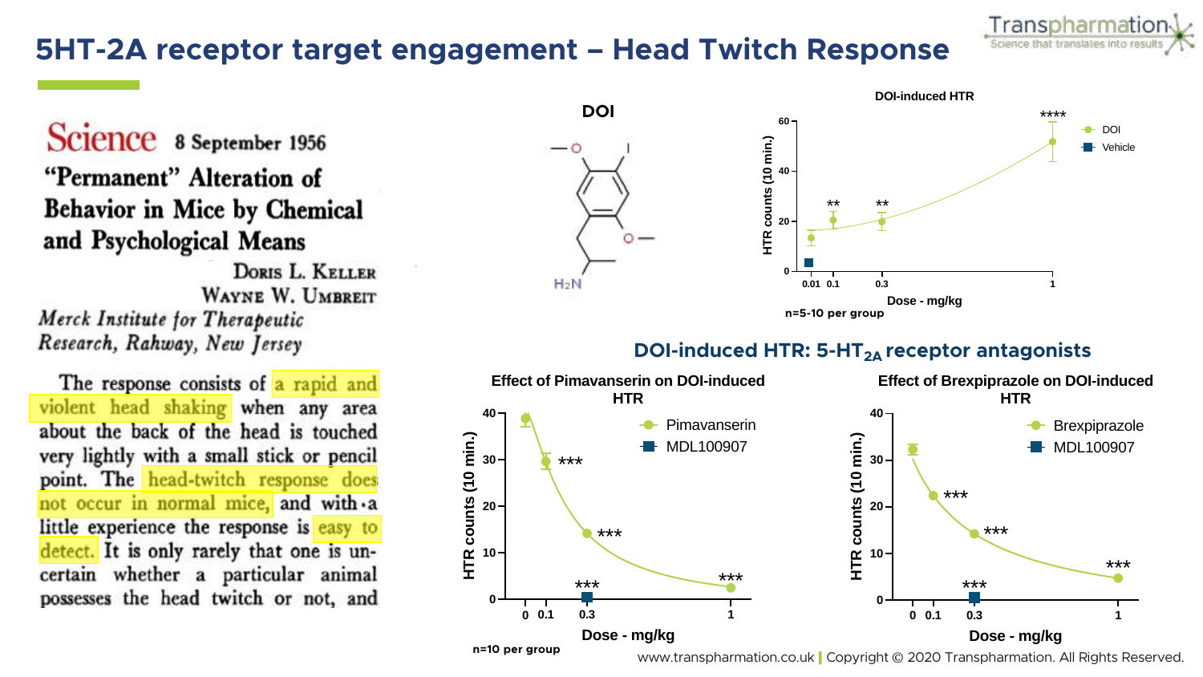# 5HT-2A receptor target engagement – Head Twitch Response

**Science** 8 September 1956

## "Permanent" Alteration of Behavior in Mice by Chemical and Psychological Means

Doris L. Keller
Wayne W. Umbreit

*Merck Institute for Therapeutic Research, Rahway, New Jersey*

The response consists of a rapid and violent head shaking when any area about the back of the head is touched very lightly with a small stick or pencil point. The head-twitch response does not occur in normal mice, and with a little experience the response is easy to detect. It is only rarely that one is uncertain whether a particular animal possesses the head twitch or not, and

**DOI**

**DOI-induced HTR**

HTR counts (10 min.)

Dose - mg/kg

- DOI
- Vehicle

n=5-10 per group

## DOI-induced HTR: 5-$HT_{2A}$ receptor antagonists

**Effect of Pimavanserin on DOI-induced HTR**

- Pimavanserin
- MDL100907

HTR counts (10 min.)

Dose - mg/kg

n=10 per group

**Effect of Brexpiprazole on DOI-induced HTR**

- Brexpiprazole
- MDL100907

HTR counts (10 min.)

Dose - mg/kg

www.transpharmation.co.uk | Copyright © 2020 Transpharmation. All Rights Reserved.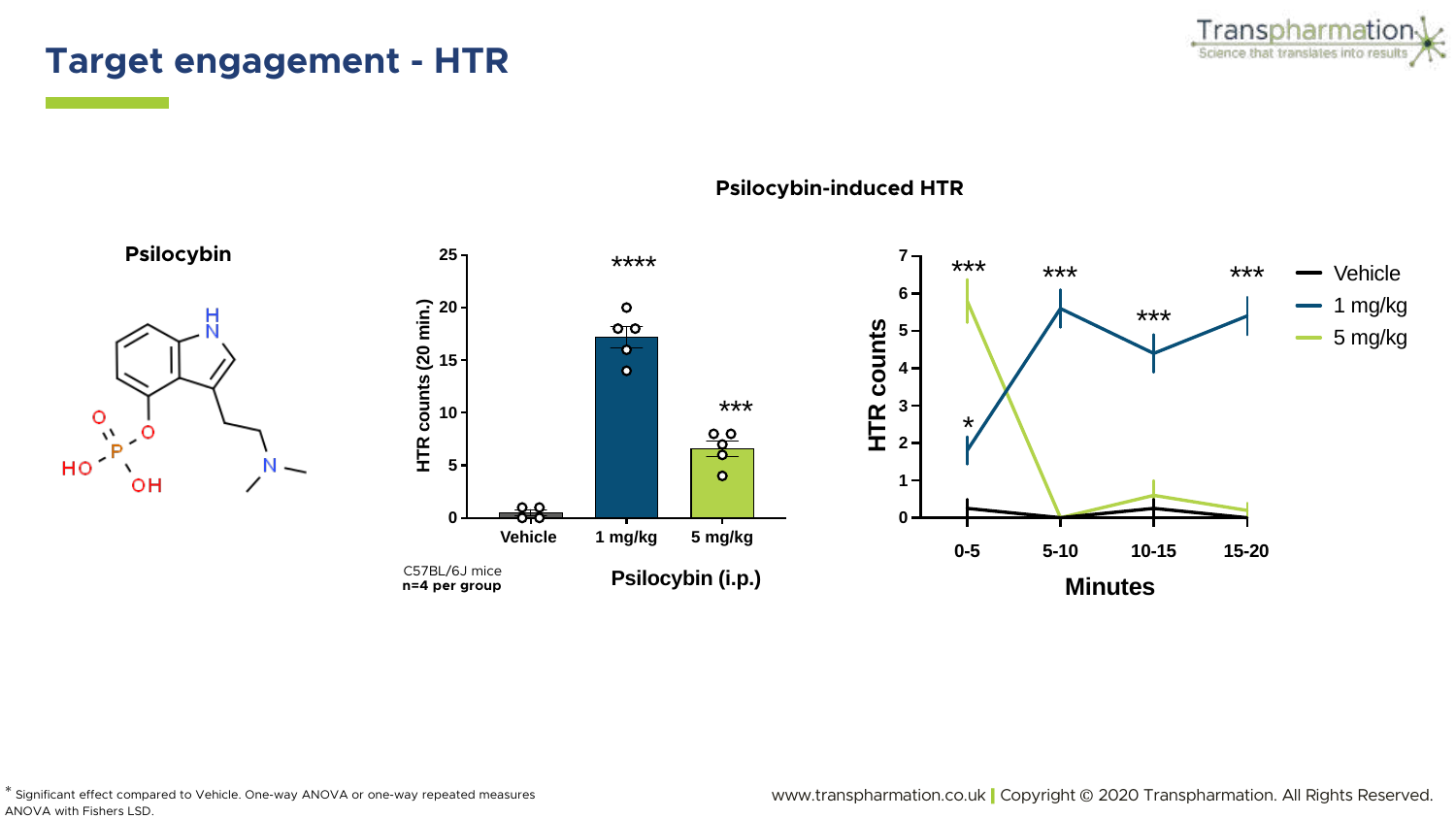# Target engagement - HTR

**Psilocybin-induced HTR**

**Psilocybin**

HTR counts (20 min.)

Vehicle | 1 mg/kg | 5 mg/kg

Psilocybin (i.p.)

C57BL/6J mice
**n=4 per group**

HTR counts

Minutes

0-5 | 5-10 | 10-15 | 15-20

Vehicle
1 mg/kg
5 mg/kg

* Significant effect compared to Vehicle. One-way ANOVA or one-way repeated measures ANOVA with Fishers LSD.

www.transpharmation.co.uk | Copyright © 2020 Transpharmation. All Rights Reserved.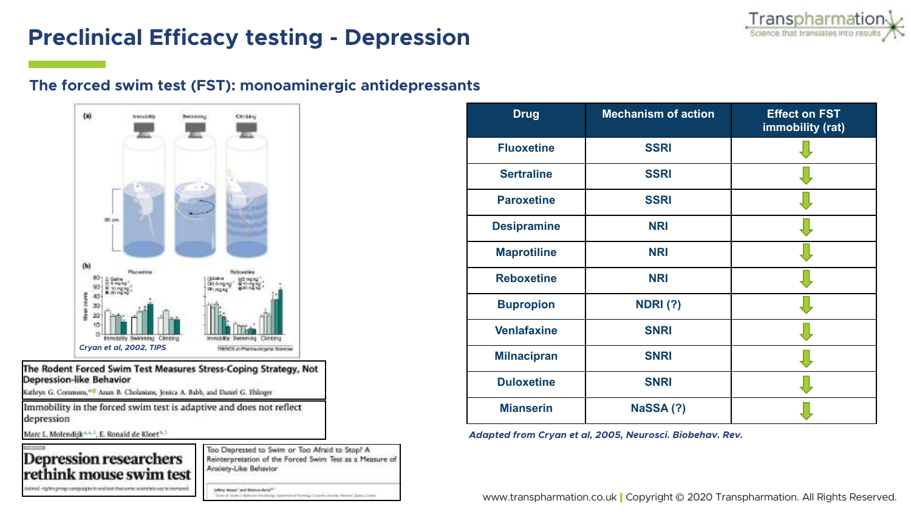# Preclinical Efficacy testing - Depression

## The forced swim test (FST): monoaminergic antidepressants

*Cryan et al, 2002, TIPS*

**The Rodent Forced Swim Test Measures Stress-Coping Strategy, Not Depression-like Behavior**

Kathryn G. Commons, Aram B. Cholanians, Jessica A. Babb, and Daniel G. Ehlinger

**Immobility in the forced swim test is adaptive and does not reflect depression**

Marc L. Molendijk, E. Ronald de Kloet

**Depression researchers rethink mouse swim test**

**Too Depressed to Swim or Too Afraid to Stop? A Reinterpretation of the Forced Swim Test as a Measure of Anxiety-Like Behavior**

| Drug | Mechanism of action | Effect on FST immobility (rat) |
|---|---|---|
| Fluoxetine | SSRI | ↓ |
| Sertraline | SSRI | ↓ |
| Paroxetine | SSRI | ↓ |
| Desipramine | NRI | ↓ |
| Maprotiline | NRI | ↓ |
| Reboxetine | NRI | ↓ |
| Bupropion | NDRI (?) | ↓ |
| Venlafaxine | SNRI | ↓ |
| Milnacipran | SNRI | ↓ |
| Duloxetine | SNRI | ↓ |
| Mianserin | NaSSA (?) | ↓ |

*Adapted from Cryan et al, 2005, Neurosci. Biobehav. Rev.*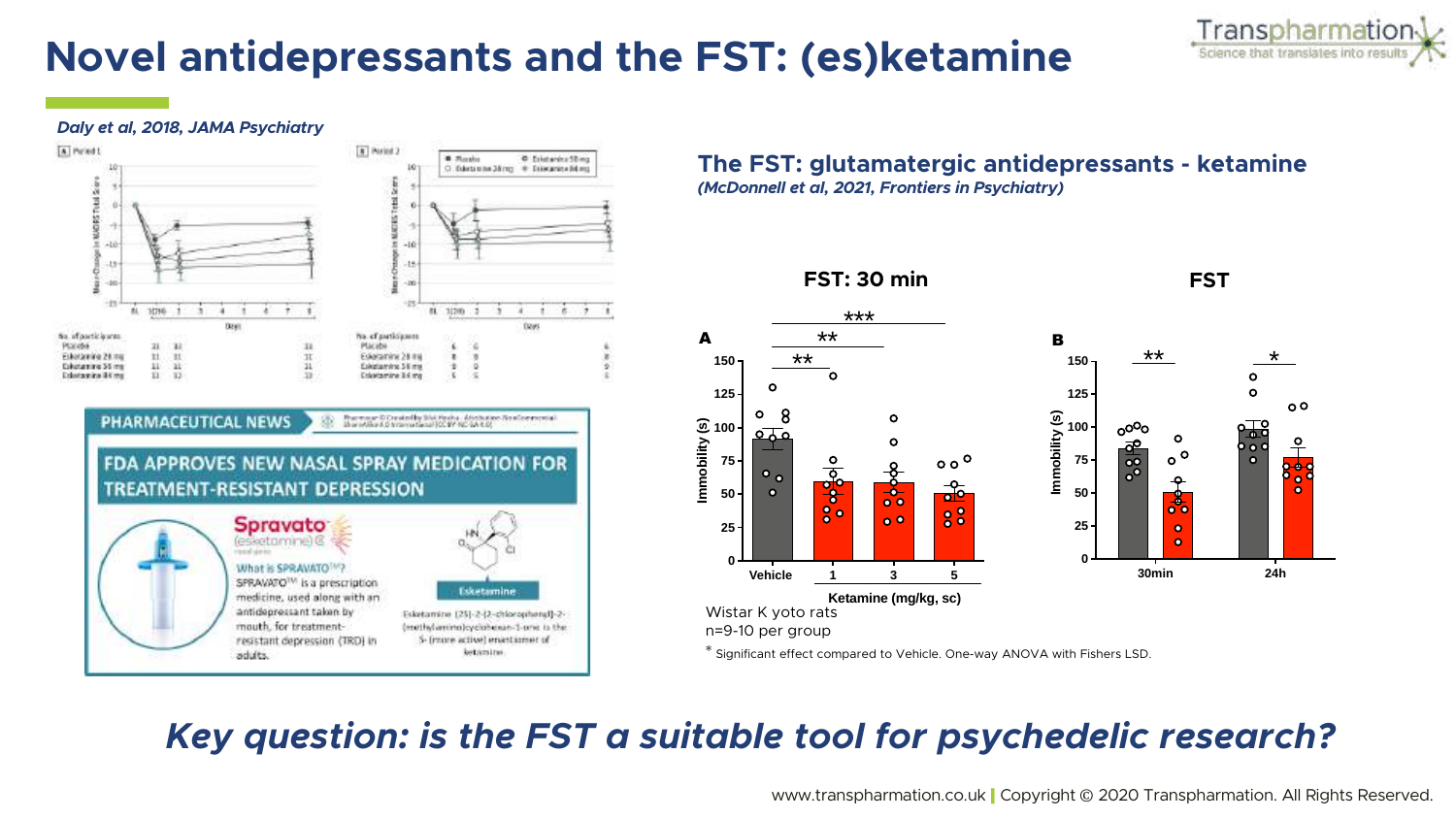# Novel antidepressants and the FST: (es)ketamine

*Daly et al, 2018, JAMA Psychiatry*

## The FST: glutamatergic antidepressants - ketamine

***(McDonnell et al, 2021, Frontiers in Psychiatry)***

**FST: 30 min**

**FST**

Wistar Kyoto rats
n=9-10 per group

* Significant effect compared to Vehicle. One-way ANOVA with Fishers LSD.

## *Key question: is the FST a suitable tool for psychedelic research?*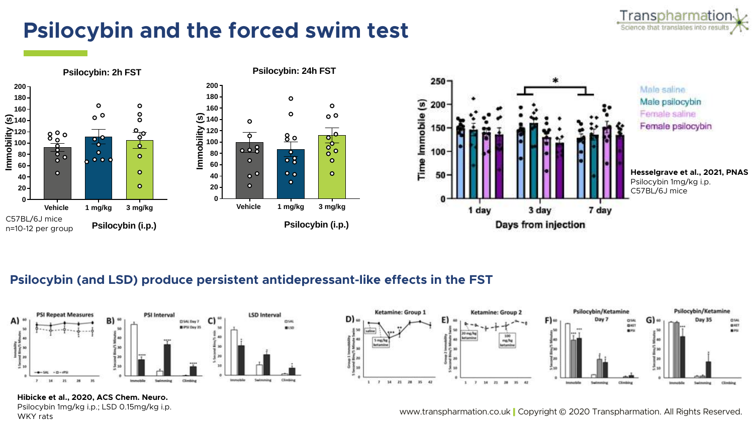# Psilocybin and the forced swim test

**Psilocybin: 2h FST**

Immobility (s)

Vehicle | 1 mg/kg | 3 mg/kg

Psilocybin (i.p.)

C57BL/6J mice
n=10-12 per group

**Psilocybin: 24h FST**

Immobility (s)

Vehicle | 1 mg/kg | 3 mg/kg

Psilocybin (i.p.)

Time Immobile (s)

1 day | 3 day | 7 day

Days from injection

Male saline
Male psilocybin
Female saline
Female psilocybin

**Hesselgrave et al., 2021, PNAS**
Psilocybin 1mg/kg i.p.
C57BL/6J mice

## Psilocybin (and LSD) produce persistent antidepressant-like effects in the FST

A) PSI Repeat Measures
B) PSI Interval
C) LSD Interval
D) Ketamine: Group 1
E) Ketamine: Group 2
F) Psilocybin/Ketamine Day 7
G) Psilocybin/Ketamine Day 35

**Hibicke et al., 2020, ACS Chem. Neuro.**
Psilocybin 1mg/kg i.p.; LSD 0.15mg/kg i.p.
WKY rats

www.transpharmation.co.uk | Copyright © 2020 Transpharmation. All Rights Reserved.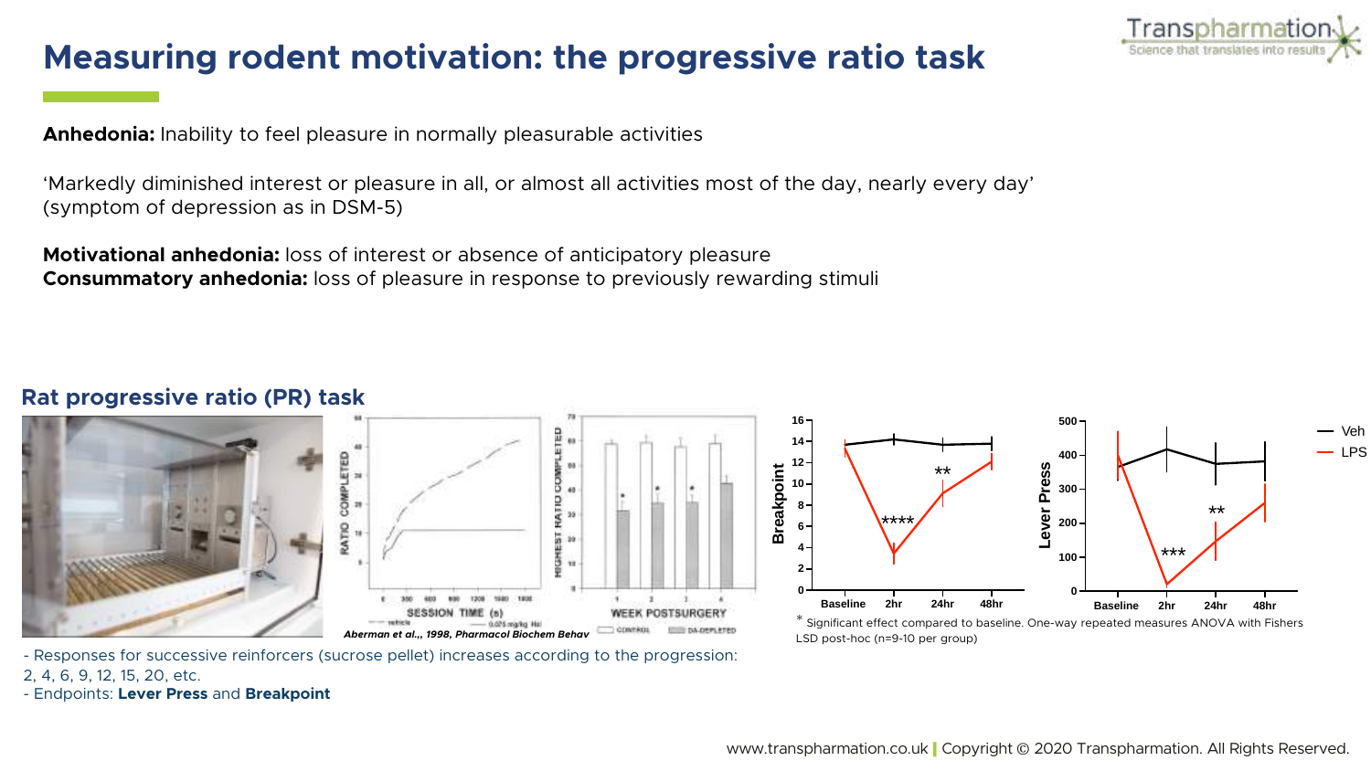# Measuring rodent motivation: the progressive ratio task

**Anhedonia:** Inability to feel pleasure in normally pleasurable activities

'Markedly diminished interest or pleasure in all, or almost all activities most of the day, nearly every day' (symptom of depression as in DSM-5)

**Motivational anhedonia:** loss of interest or absence of anticipatory pleasure
**Consummatory anhedonia:** loss of pleasure in response to previously rewarding stimuli

## Rat progressive ratio (PR) task

*Aberman et al.,, 1998, Pharmacol Biochem Behav*

* Significant effect compared to baseline. One-way repeated measures ANOVA with Fishers LSD post-hoc (n=9-10 per group)

- Responses for successive reinforcers (sucrose pellet) increases according to the progression: 2, 4, 6, 9, 12, 15, 20, etc.
- Endpoints: **Lever Press** and **Breakpoint**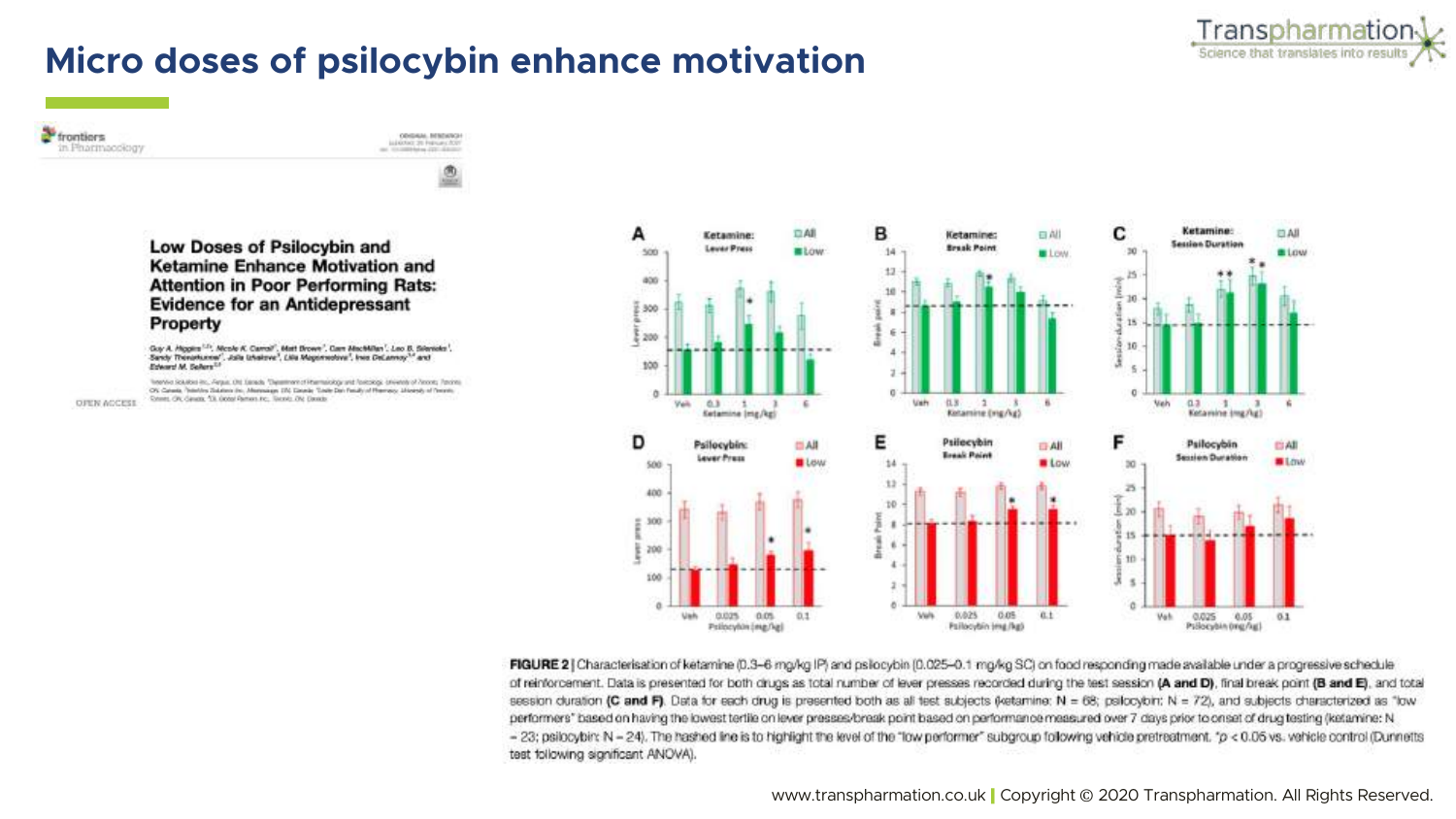# Micro doses of psilocybin enhance motivation

frontiers in Pharmacology

## Low Doses of Psilocybin and Ketamine Enhance Motivation and Attention in Poor Performing Rats: Evidence for an Antidepressant Property

OPEN ACCESS

**FIGURE 2** | Characterisation of ketamine (0.3–6 mg/kg IP) and psilocybin (0.025–0.1 mg/kg SC) on food responding made available under a progressive schedule of reinforcement. Data is presented for both drugs as total number of lever presses recorded during the test session **(A and D)**, final break point **(B and E)**, and total session duration **(C and F)**. Data for each drug is presented both as all test subjects (ketamine: N = 68; psilocybin: N = 72), and subjects characterized as "low performers" based on having the lowest tertile on lever presses/break point based on performance measured over 7 days prior to onset of drug testing (ketamine: N = 23; psilocybin: N = 24). The hashed line is to highlight the level of the "low performer" subgroup following vehicle pretreatment. *$p < 0.05$ vs. vehicle control (Dunnetts test following significant ANOVA).

www.transpharmation.co.uk | Copyright © 2020 Transpharmation. All Rights Reserved.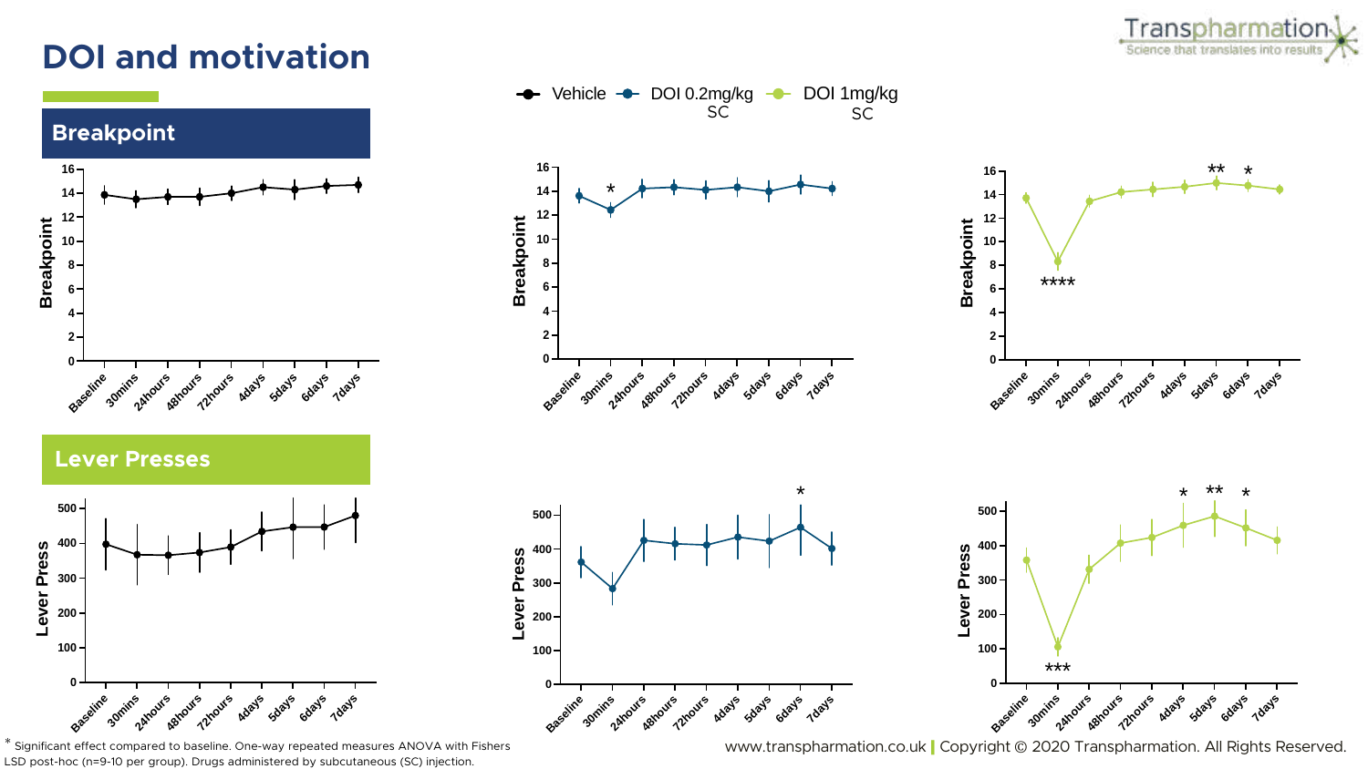# DOI and motivation

## Breakpoint

## Lever Presses

Vehicle — DOI 0.2mg/kg SC — DOI 1mg/kg SC

\* Significant effect compared to baseline. One-way repeated measures ANOVA with Fishers LSD post-hoc (n=9-10 per group). Drugs administered by subcutaneous (SC) injection.

www.transpharmation.co.uk | Copyright © 2020 Transpharmation. All Rights Reserved.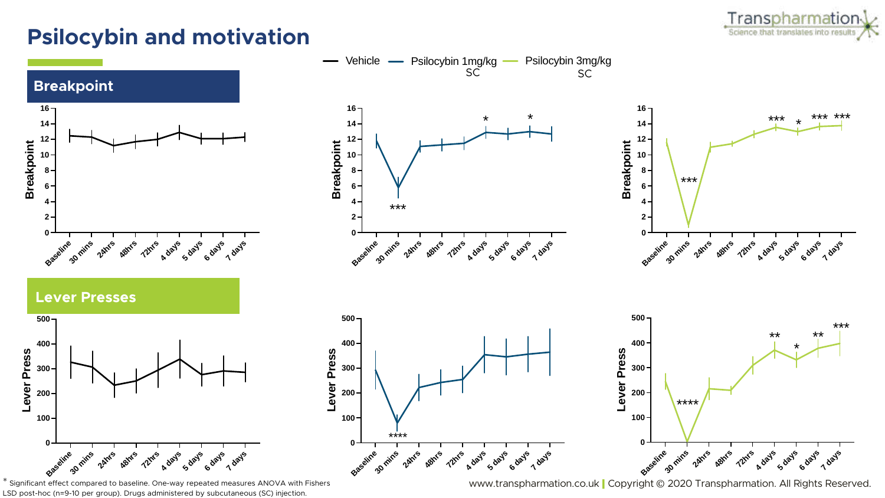# Psilocybin and motivation

## Breakpoint

Vehicle — Psilocybin 1mg/kg SC — Psilocybin 3mg/kg SC

## Lever Presses

* Significant effect compared to baseline. One-way repeated measures ANOVA with Fishers LSD post-hoc (n=9-10 per group). Drugs administered by subcutaneous (SC) injection.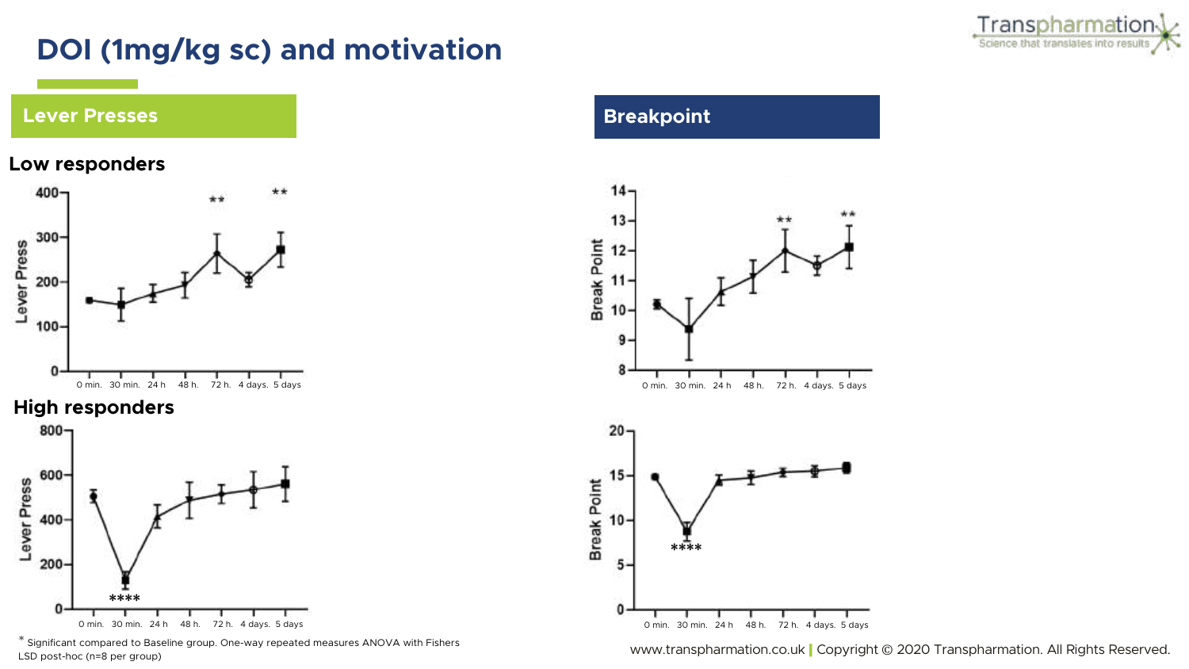# DOI (1mg/kg sc) and motivation

## Lever Presses

### Low responders

### High responders

## Breakpoint

* Significant compared to Baseline group. One-way repeated measures ANOVA with Fishers LSD post-hoc (n=8 per group)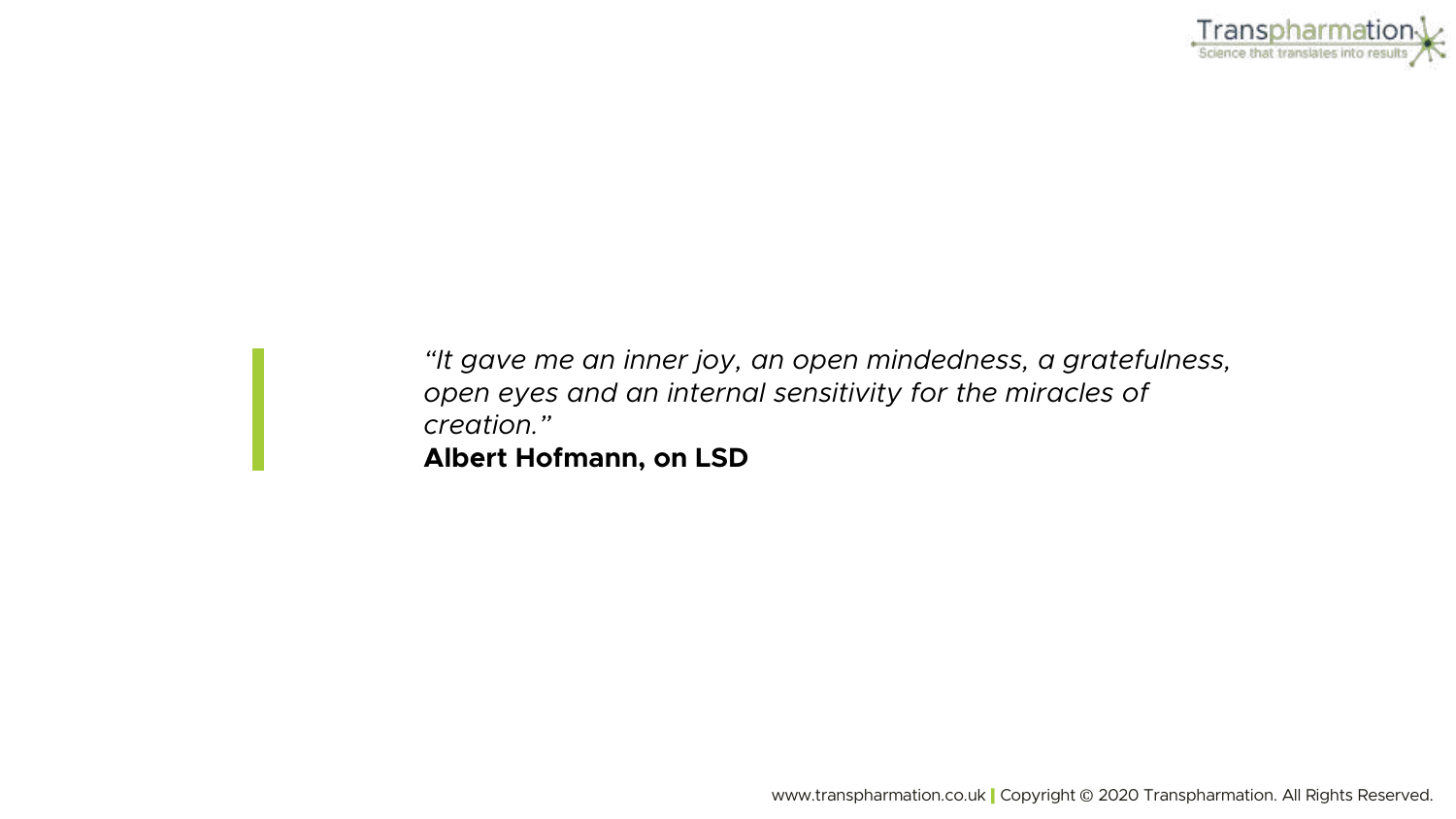*“It gave me an inner joy, an open mindedness, a gratefulness, open eyes and an internal sensitivity for the miracles of creation.”*

**Albert Hofmann, on LSD**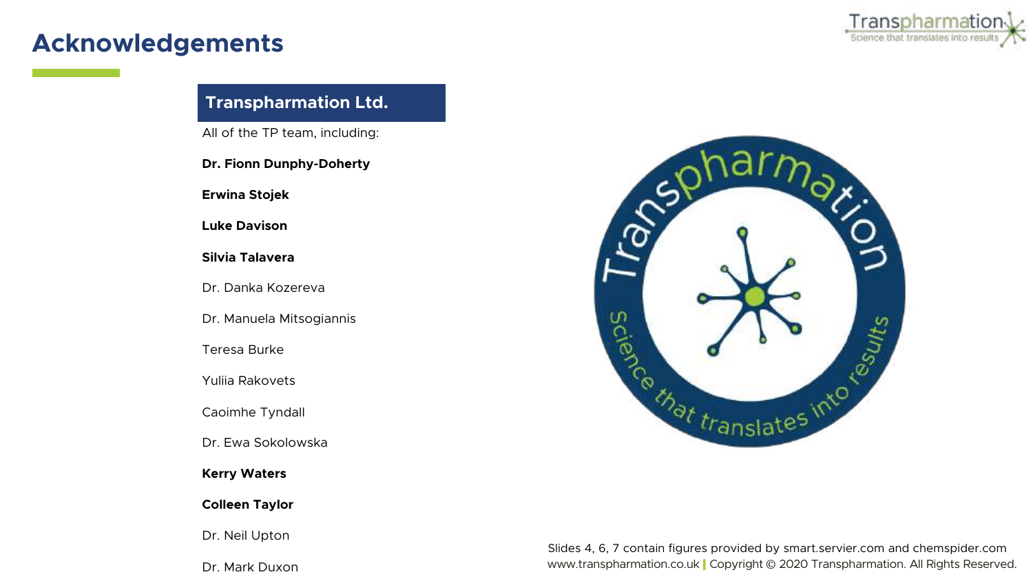# Acknowledgements

## Transpharmation Ltd.

All of the TP team, including:

**Dr. Fionn Dunphy-Doherty**

**Erwina Stojek**

**Luke Davison**

**Silvia Talavera**

Dr. Danka Kozereva

Dr. Manuela Mitsogiannis

Teresa Burke

Yuliia Rakovets

Caoimhe Tyndall

Dr. Ewa Sokolowska

**Kerry Waters**

**Colleen Taylor**

Dr. Neil Upton

Dr. Mark Duxon

Slides 4, 6, 7 contain figures provided by smart.servier.com and chemspider.com

www.transpharmation.co.uk | Copyright © 2020 Transpharmation. All Rights Reserved.